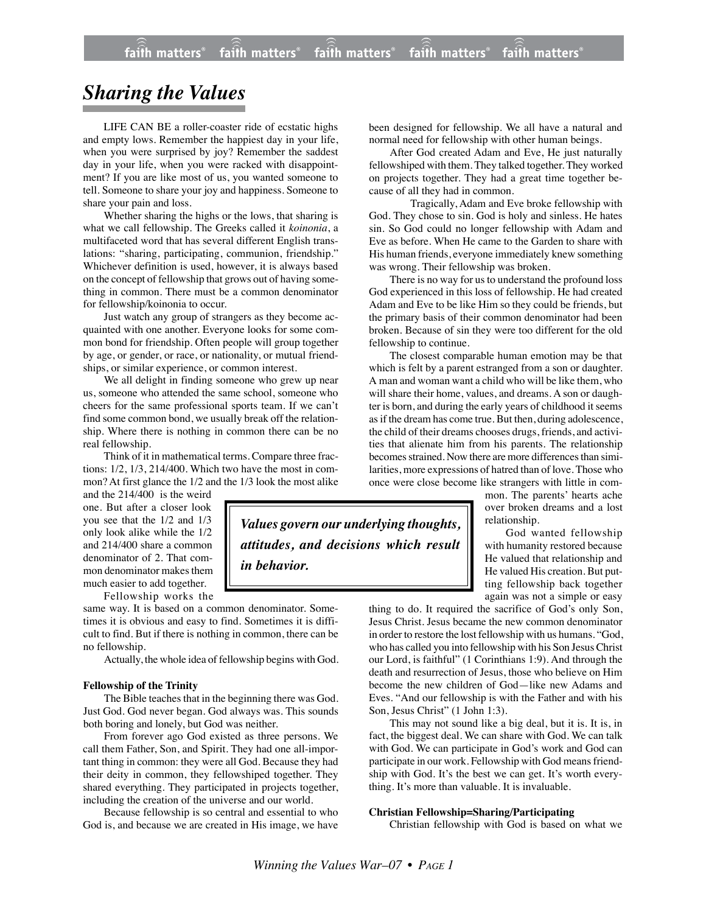# *Sharing the Values*

LIFE CAN BE a roller-coaster ride of ecstatic highs and empty lows. Remember the happiest day in your life, when you were surprised by joy? Remember the saddest day in your life, when you were racked with disappointment? If you are like most of us, you wanted someone to tell. Someone to share your joy and happiness. Someone to share your pain and loss.

Whether sharing the highs or the lows, that sharing is what we call fellowship. The Greeks called it *koinonia*, a multifaceted word that has several different English translations: "sharing, participating, communion, friendship." Whichever definition is used, however, it is always based on the concept of fellowship that grows out of having something in common. There must be a common denominator for fellowship/koinonia to occur.

Just watch any group of strangers as they become acquainted with one another. Everyone looks for some common bond for friendship. Often people will group together by age, or gender, or race, or nationality, or mutual friendships, or similar experience, or common interest.

We all delight in finding someone who grew up near us, someone who attended the same school, someone who cheers for the same professional sports team. If we can't find some common bond, we usually break off the relationship. Where there is nothing in common there can be no real fellowship.

Think of it in mathematical terms. Compare three fractions: 1/2, 1/3, 214/400. Which two have the most in common? At first glance the 1/2 and the 1/3 look the most alike and the 214/400 is the weird one. But after a closer look you see that the 1/2 and 1/3 only look alike while the 1/2 and 214/400 share a common denominator of 2. That common denominator makes them much easier to add together.

Fellowship works the same way. It is based on a common denominator. Sometimes it is obvious and easy to find. Sometimes it is difficult to find. But if there is nothing in common, there can be no fellowship.

Actually, the whole idea of fellowship begins with God.

> ***Values govern our underlying thoughts, attitudes, and decisions which result in behavior.***

**Fellowship of the Trinity**

The Bible teaches that in the beginning there was God. Just God. God never began. God always was. This sounds both boring and lonely, but God was neither.

From forever ago God existed as three persons. We call them Father, Son, and Spirit. They had one all-important thing in common: they were all God. Because they had their deity in common, they fellowshiped together. They shared everything. They participated in projects together, including the creation of the universe and our world.

Because fellowship is so central and essential to who God is, and because we are created in His image, we have been designed for fellowship. We all have a natural and normal need for fellowship with other human beings.

After God created Adam and Eve, He just naturally fellowshiped with them. They talked together. They worked on projects together. They had a great time together because of all they had in common.

Tragically, Adam and Eve broke fellowship with God. They chose to sin. God is holy and sinless. He hates sin. So God could no longer fellowship with Adam and Eve as before. When He came to the Garden to share with His human friends, everyone immediately knew something was wrong. Their fellowship was broken.

There is no way for us to understand the profound loss God experienced in this loss of fellowship. He had created Adam and Eve to be like Him so they could be friends, but the primary basis of their common denominator had been broken. Because of sin they were too different for the old fellowship to continue.

The closest comparable human emotion may be that which is felt by a parent estranged from a son or daughter. A man and woman want a child who will be like them, who will share their home, values, and dreams. A son or daughter is born, and during the early years of childhood it seems as if the dream has come true. But then, during adolescence, the child of their dreams chooses drugs, friends, and activities that alienate him from his parents. The relationship becomes strained. Now there are more differences than similarities, more expressions of hatred than of love. Those who once were close become like strangers with little in common. The parents' hearts ache over broken dreams and a lost relationship.

God wanted fellowship with humanity restored because He valued that relationship and He valued His creation. But putting fellowship back together again was not a simple or easy thing to do. It required the sacrifice of God's only Son, Jesus Christ. Jesus became the new common denominator in order to restore the lost fellowship with us humans. "God, who has called you into fellowship with his Son Jesus Christ our Lord, is faithful" (1 Corinthians 1:9). And through the death and resurrection of Jesus, those who believe on Him become the new children of God—like new Adams and Eves. "And our fellowship is with the Father and with his Son, Jesus Christ" (1 John 1:3).

This may not sound like a big deal, but it is. It is, in fact, the biggest deal. We can share with God. We can talk with God. We can participate in God's work and God can participate in our work. Fellowship with God means friendship with God. It's the best we can get. It's worth everything. It's more than valuable. It is invaluable.

**Christian Fellowship=Sharing/Participating**

Christian fellowship with God is based on what we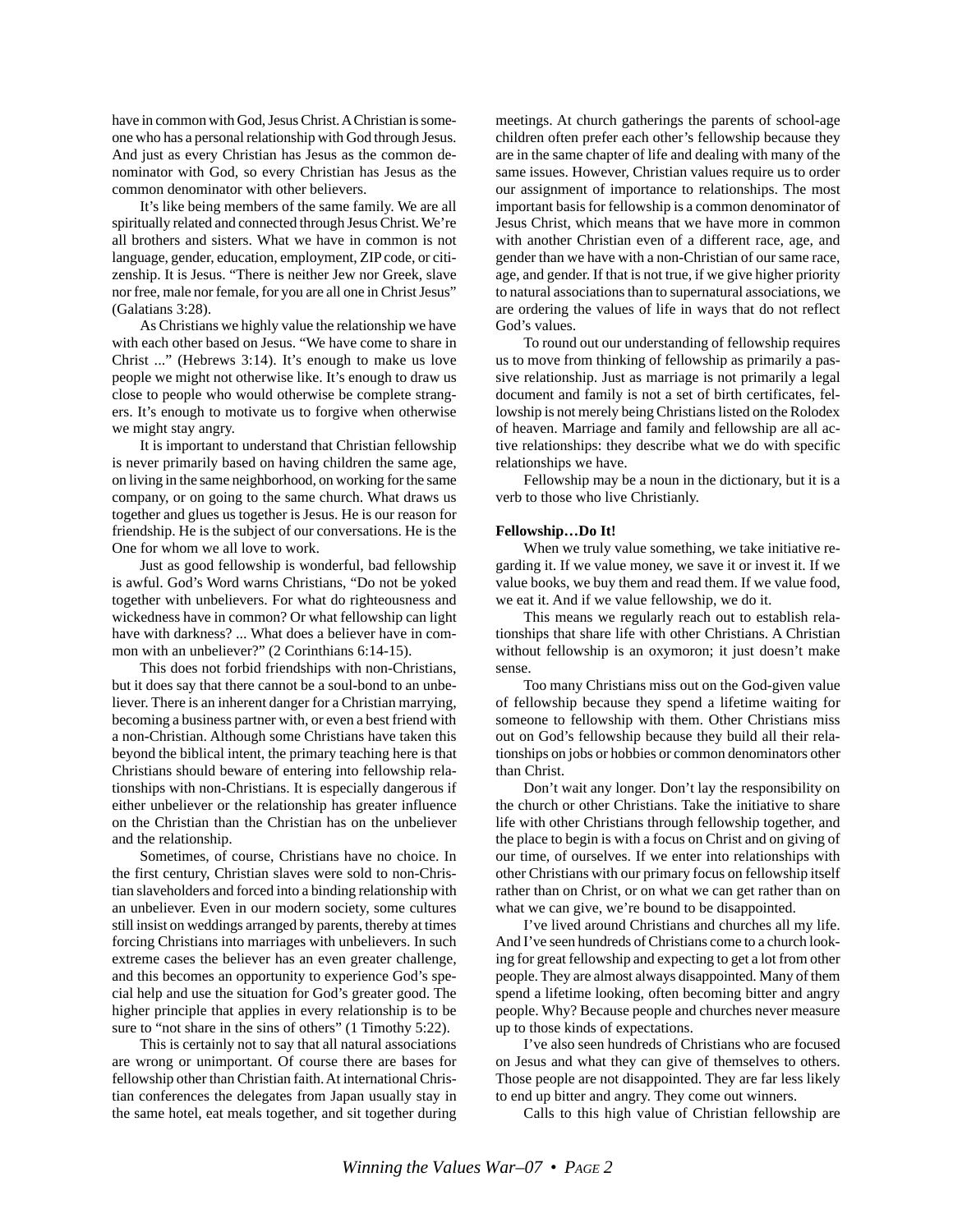have in common with God, Jesus Christ. A Christian is someone who has a personal relationship with God through Jesus. And just as every Christian has Jesus as the common denominator with God, so every Christian has Jesus as the common denominator with other believers.

It's like being members of the same family. We are all spiritually related and connected through Jesus Christ. We're all brothers and sisters. What we have in common is not language, gender, education, employment, ZIP code, or citizenship. It is Jesus. "There is neither Jew nor Greek, slave nor free, male nor female, for you are all one in Christ Jesus" (Galatians 3:28).

As Christians we highly value the relationship we have with each other based on Jesus. "We have come to share in Christ ..." (Hebrews 3:14). It's enough to make us love people we might not otherwise like. It's enough to draw us close to people who would otherwise be complete strangers. It's enough to motivate us to forgive when otherwise we might stay angry.

It is important to understand that Christian fellowship is never primarily based on having children the same age, on living in the same neighborhood, on working for the same company, or on going to the same church. What draws us together and glues us together is Jesus. He is our reason for friendship. He is the subject of our conversations. He is the One for whom we all love to work.

Just as good fellowship is wonderful, bad fellowship is awful. God's Word warns Christians, "Do not be yoked together with unbelievers. For what do righteousness and wickedness have in common? Or what fellowship can light have with darkness? ... What does a believer have in common with an unbeliever?" (2 Corinthians 6:14-15).

This does not forbid friendships with non-Christians, but it does say that there cannot be a soul-bond to an unbeliever. There is an inherent danger for a Christian marrying, becoming a business partner with, or even a best friend with a non-Christian. Although some Christians have taken this beyond the biblical intent, the primary teaching here is that Christians should beware of entering into fellowship relationships with non-Christians. It is especially dangerous if either unbeliever or the relationship has greater influence on the Christian than the Christian has on the unbeliever and the relationship.

Sometimes, of course, Christians have no choice. In the first century, Christian slaves were sold to non-Christian slaveholders and forced into a binding relationship with an unbeliever. Even in our modern society, some cultures still insist on weddings arranged by parents, thereby at times forcing Christians into marriages with unbelievers. In such extreme cases the believer has an even greater challenge, and this becomes an opportunity to experience God's special help and use the situation for God's greater good. The higher principle that applies in every relationship is to be sure to "not share in the sins of others" (1 Timothy 5:22).

This is certainly not to say that all natural associations are wrong or unimportant. Of course there are bases for fellowship other than Christian faith. At international Christian conferences the delegates from Japan usually stay in the same hotel, eat meals together, and sit together during meetings. At church gatherings the parents of school-age children often prefer each other's fellowship because they are in the same chapter of life and dealing with many of the same issues. However, Christian values require us to order our assignment of importance to relationships. The most important basis for fellowship is a common denominator of Jesus Christ, which means that we have more in common with another Christian even of a different race, age, and gender than we have with a non-Christian of our same race, age, and gender. If that is not true, if we give higher priority to natural associations than to supernatural associations, we are ordering the values of life in ways that do not reflect God's values.

To round out our understanding of fellowship requires us to move from thinking of fellowship as primarily a passive relationship. Just as marriage is not primarily a legal document and family is not a set of birth certificates, fellowship is not merely being Christians listed on the Rolodex of heaven. Marriage and family and fellowship are all active relationships: they describe what we do with specific relationships we have.

Fellowship may be a noun in the dictionary, but it is a verb to those who live Christianly.

**Fellowship…Do It!**

When we truly value something, we take initiative regarding it. If we value money, we save it or invest it. If we value books, we buy them and read them. If we value food, we eat it. And if we value fellowship, we do it.

This means we regularly reach out to establish relationships that share life with other Christians. A Christian without fellowship is an oxymoron; it just doesn't make sense.

Too many Christians miss out on the God-given value of fellowship because they spend a lifetime waiting for someone to fellowship with them. Other Christians miss out on God's fellowship because they build all their relationships on jobs or hobbies or common denominators other than Christ.

Don't wait any longer. Don't lay the responsibility on the church or other Christians. Take the initiative to share life with other Christians through fellowship together, and the place to begin is with a focus on Christ and on giving of our time, of ourselves. If we enter into relationships with other Christians with our primary focus on fellowship itself rather than on Christ, or on what we can get rather than on what we can give, we're bound to be disappointed.

I've lived around Christians and churches all my life. And I've seen hundreds of Christians come to a church looking for great fellowship and expecting to get a lot from other people. They are almost always disappointed. Many of them spend a lifetime looking, often becoming bitter and angry people. Why? Because people and churches never measure up to those kinds of expectations.

I've also seen hundreds of Christians who are focused on Jesus and what they can give of themselves to others. Those people are not disappointed. They are far less likely to end up bitter and angry. They come out winners.

Calls to this high value of Christian fellowship are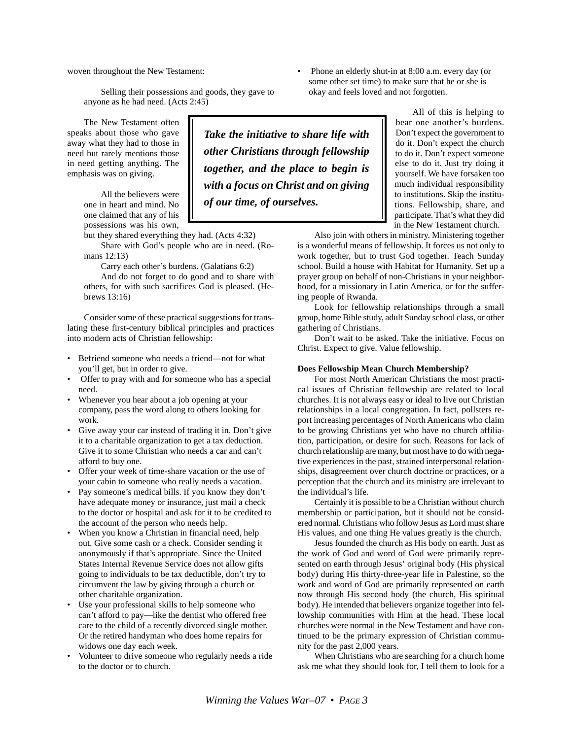woven throughout the New Testament:

> Selling their possessions and goods, they gave to anyone as he had need. (Acts 2:45)

The New Testament often speaks about those who gave away what they had to those in need but rarely mentions those in need getting anything. The emphasis was on giving.

> All the believers were one in heart and mind. No one claimed that any of his possessions was his own, but they shared everything they had. (Acts 4:32)
>
> Share with God's people who are in need. (Romans 12:13)
>
> Carry each other's burdens. (Galatians 6:2)
>
> And do not forget to do good and to share with others, for with such sacrifices God is pleased. (Hebrews 13:16)

***Take the initiative to share life with other Christians through fellowship together, and the place to begin is with a focus on Christ and on giving of our time, of ourselves.***

Consider some of these practical suggestions for translating these first-century biblical principles and practices into modern acts of Christian fellowship:

- Befriend someone who needs a friend—not for what you'll get, but in order to give.
- Offer to pray with and for someone who has a special need.
- Whenever you hear about a job opening at your company, pass the word along to others looking for work.
- Give away your car instead of trading it in. Don't give it to a charitable organization to get a tax deduction. Give it to some Christian who needs a car and can't afford to buy one.
- Offer your week of time-share vacation or the use of your cabin to someone who really needs a vacation.
- Pay someone's medical bills. If you know they don't have adequate money or insurance, just mail a check to the doctor or hospital and ask for it to be credited to the account of the person who needs help.
- When you know a Christian in financial need, help out. Give some cash or a check. Consider sending it anonymously if that's appropriate. Since the United States Internal Revenue Service does not allow gifts going to individuals to be tax deductible, don't try to circumvent the law by giving through a church or other charitable organization.
- Use your professional skills to help someone who can't afford to pay—like the dentist who offered free care to the child of a recently divorced single mother. Or the retired handyman who does home repairs for widows one day each week.
- Volunteer to drive someone who regularly needs a ride to the doctor or to church.
- Phone an elderly shut-in at 8:00 a.m. every day (or some other set time) to make sure that he or she is okay and feels loved and not forgotten.

All of this is helping to bear one another's burdens. Don't expect the government to do it. Don't expect the church to do it. Don't expect someone else to do it. Just try doing it yourself. We have forsaken too much individual responsibility to institutions. Skip the institutions. Fellowship, share, and participate. That's what they did in the New Testament church.

Also join with others in ministry. Ministering together is a wonderful means of fellowship. It forces us not only to work together, but to trust God together. Teach Sunday school. Build a house with Habitat for Humanity. Set up a prayer group on behalf of non-Christians in your neighborhood, for a missionary in Latin America, or for the suffering people of Rwanda.

Look for fellowship relationships through a small group, home Bible study, adult Sunday school class, or other gathering of Christians.

Don't wait to be asked. Take the initiative. Focus on Christ. Expect to give. Value fellowship.

**Does Fellowship Mean Church Membership?**

For most North American Christians the most practical issues of Christian fellowship are related to local churches. It is not always easy or ideal to live out Christian relationships in a local congregation. In fact, pollsters report increasing percentages of North Americans who claim to be growing Christians yet who have no church affiliation, participation, or desire for such. Reasons for lack of church relationship are many, but most have to do with negative experiences in the past, strained interpersonal relationships, disagreement over church doctrine or practices, or a perception that the church and its ministry are irrelevant to the individual's life.

Certainly it is possible to be a Christian without church membership or participation, but it should not be considered normal. Christians who follow Jesus as Lord must share His values, and one thing He values greatly is the church.

Jesus founded the church as His body on earth. Just as the work of God and word of God were primarily represented on earth through Jesus' original body (His physical body) during His thirty-three-year life in Palestine, so the work and word of God are primarily represented on earth now through His second body (the church, His spiritual body). He intended that believers organize together into fellowship communities with Him at the head. These local churches were normal in the New Testament and have continued to be the primary expression of Christian community for the past 2,000 years.

When Christians who are searching for a church home ask me what they should look for, I tell them to look for a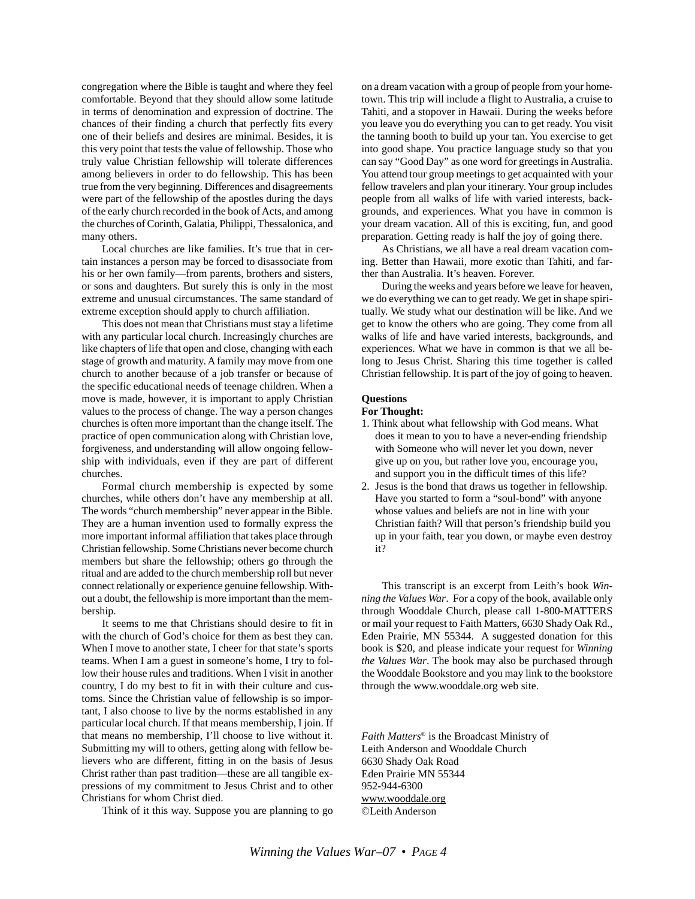congregation where the Bible is taught and where they feel comfortable. Beyond that they should allow some latitude in terms of denomination and expression of doctrine. The chances of their finding a church that perfectly fits every one of their beliefs and desires are minimal. Besides, it is this very point that tests the value of fellowship. Those who truly value Christian fellowship will tolerate differences among believers in order to do fellowship. This has been true from the very beginning. Differences and disagreements were part of the fellowship of the apostles during the days of the early church recorded in the book of Acts, and among the churches of Corinth, Galatia, Philippi, Thessalonica, and many others.

Local churches are like families. It's true that in certain instances a person may be forced to disassociate from his or her own family—from parents, brothers and sisters, or sons and daughters. But surely this is only in the most extreme and unusual circumstances. The same standard of extreme exception should apply to church affiliation.

This does not mean that Christians must stay a lifetime with any particular local church. Increasingly churches are like chapters of life that open and close, changing with each stage of growth and maturity. A family may move from one church to another because of a job transfer or because of the specific educational needs of teenage children. When a move is made, however, it is important to apply Christian values to the process of change. The way a person changes churches is often more important than the change itself. The practice of open communication along with Christian love, forgiveness, and understanding will allow ongoing fellowship with individuals, even if they are part of different churches.

Formal church membership is expected by some churches, while others don't have any membership at all. The words "church membership" never appear in the Bible. They are a human invention used to formally express the more important informal affiliation that takes place through Christian fellowship. Some Christians never become church members but share the fellowship; others go through the ritual and are added to the church membership roll but never connect relationally or experience genuine fellowship. Without a doubt, the fellowship is more important than the membership.

It seems to me that Christians should desire to fit in with the church of God's choice for them as best they can. When I move to another state, I cheer for that state's sports teams. When I am a guest in someone's home, I try to follow their house rules and traditions. When I visit in another country, I do my best to fit in with their culture and customs. Since the Christian value of fellowship is so important, I also choose to live by the norms established in any particular local church. If that means membership, I join. If that means no membership, I'll choose to live without it. Submitting my will to others, getting along with fellow believers who are different, fitting in on the basis of Jesus Christ rather than past tradition—these are all tangible expressions of my commitment to Jesus Christ and to other Christians for whom Christ died.

Think of it this way. Suppose you are planning to go on a dream vacation with a group of people from your hometown. This trip will include a flight to Australia, a cruise to Tahiti, and a stopover in Hawaii. During the weeks before you leave you do everything you can to get ready. You visit the tanning booth to build up your tan. You exercise to get into good shape. You practice language study so that you can say "Good Day" as one word for greetings in Australia. You attend tour group meetings to get acquainted with your fellow travelers and plan your itinerary. Your group includes people from all walks of life with varied interests, backgrounds, and experiences. What you have in common is your dream vacation. All of this is exciting, fun, and good preparation. Getting ready is half the joy of going there.

As Christians, we all have a real dream vacation coming. Better than Hawaii, more exotic than Tahiti, and farther than Australia. It's heaven. Forever.

During the weeks and years before we leave for heaven, we do everything we can to get ready. We get in shape spiritually. We study what our destination will be like. And we get to know the others who are going. They come from all walks of life and have varied interests, backgrounds, and experiences. What we have in common is that we all belong to Jesus Christ. Sharing this time together is called Christian fellowship. It is part of the joy of going to heaven.

**Questions**
**For Thought:**

1. Think about what fellowship with God means. What does it mean to you to have a never-ending friendship with Someone who will never let you down, never give up on you, but rather love you, encourage you, and support you in the difficult times of this life?
2. Jesus is the bond that draws us together in fellowship. Have you started to form a "soul-bond" with anyone whose values and beliefs are not in line with your Christian faith? Will that person's friendship build you up in your faith, tear you down, or maybe even destroy it?

This transcript is an excerpt from Leith's book *Winning the Values War*. For a copy of the book, available only through Wooddale Church, please call 1-800-MATTERS or mail your request to Faith Matters, 6630 Shady Oak Rd., Eden Prairie, MN 55344. A suggested donation for this book is $20, and please indicate your request for *Winning the Values War*. The book may also be purchased through the Wooddale Bookstore and you may link to the bookstore through the www.wooddale.org web site.

*Faith Matters*® is the Broadcast Ministry of
Leith Anderson and Wooddale Church
6630 Shady Oak Road
Eden Prairie MN 55344
952-944-6300
www.wooddale.org
©Leith Anderson